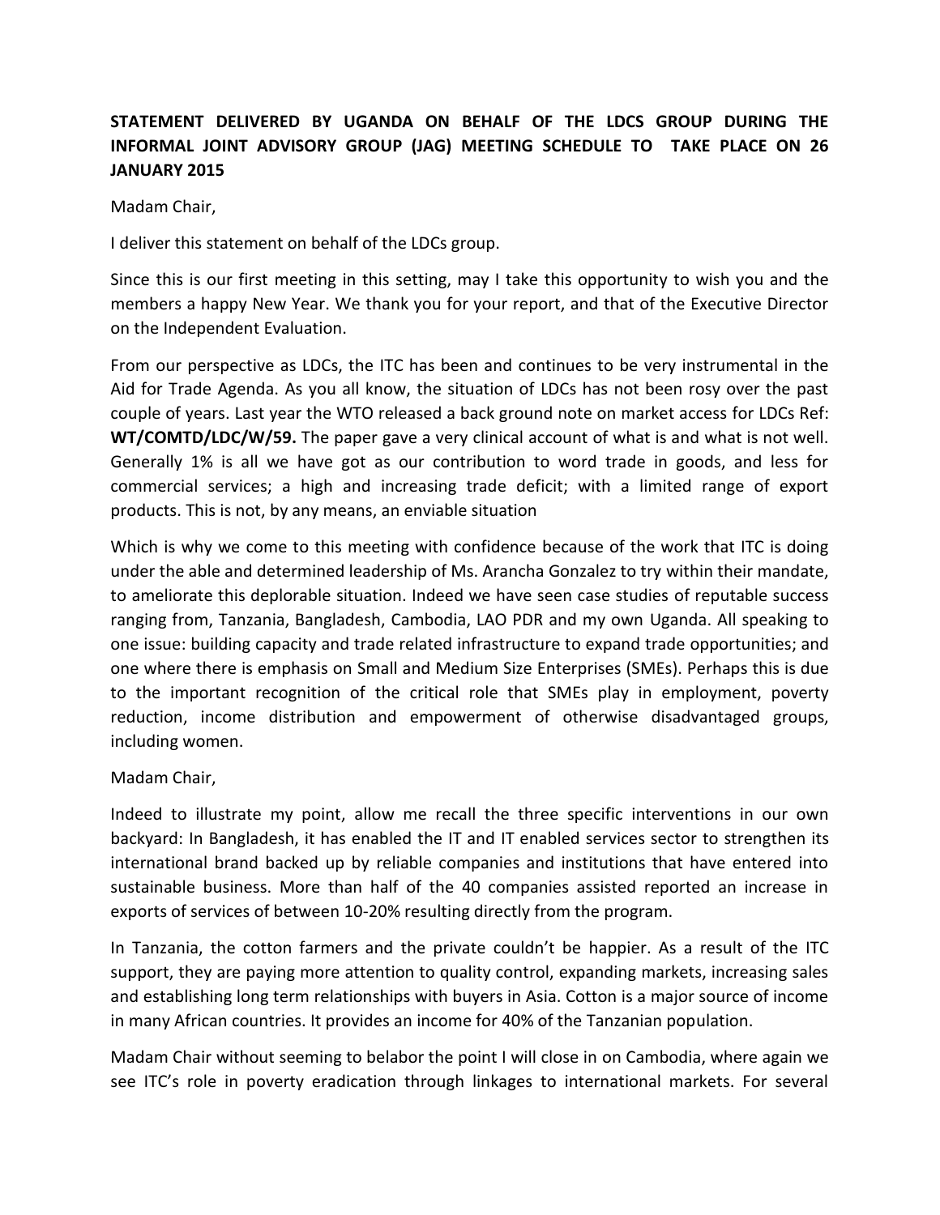**STATEMENT DELIVERED BY UGANDA ON BEHALF OF THE LDCS GROUP DURING THE INFORMAL JOINT ADVISORY GROUP (JAG) MEETING SCHEDULE TO TAKE PLACE ON 26 JANUARY 2015**

Madam Chair,

I deliver this statement on behalf of the LDCs group.

Since this is our first meeting in this setting, may I take this opportunity to wish you and the members a happy New Year. We thank you for your report, and that of the Executive Director on the Independent Evaluation.

From our perspective as LDCs, the ITC has been and continues to be very instrumental in the Aid for Trade Agenda. As you all know, the situation of LDCs has not been rosy over the past couple of years. Last year the WTO released a back ground note on market access for LDCs Ref: **WT/COMTD/LDC/W/59.** The paper gave a very clinical account of what is and what is not well. Generally 1% is all we have got as our contribution to word trade in goods, and less for commercial services; a high and increasing trade deficit; with a limited range of export products. This is not, by any means, an enviable situation

Which is why we come to this meeting with confidence because of the work that ITC is doing under the able and determined leadership of Ms. Arancha Gonzalez to try within their mandate, to ameliorate this deplorable situation. Indeed we have seen case studies of reputable success ranging from, Tanzania, Bangladesh, Cambodia, LAO PDR and my own Uganda. All speaking to one issue: building capacity and trade related infrastructure to expand trade opportunities; and one where there is emphasis on Small and Medium Size Enterprises (SMEs). Perhaps this is due to the important recognition of the critical role that SMEs play in employment, poverty reduction, income distribution and empowerment of otherwise disadvantaged groups, including women.

Madam Chair,

Indeed to illustrate my point, allow me recall the three specific interventions in our own backyard: In Bangladesh, it has enabled the IT and IT enabled services sector to strengthen its international brand backed up by reliable companies and institutions that have entered into sustainable business. More than half of the 40 companies assisted reported an increase in exports of services of between 10-20% resulting directly from the program.

In Tanzania, the cotton farmers and the private couldn't be happier. As a result of the ITC support, they are paying more attention to quality control, expanding markets, increasing sales and establishing long term relationships with buyers in Asia. Cotton is a major source of income in many African countries. It provides an income for 40% of the Tanzanian population.

Madam Chair without seeming to belabor the point I will close in on Cambodia, where again we see ITC's role in poverty eradication through linkages to international markets. For several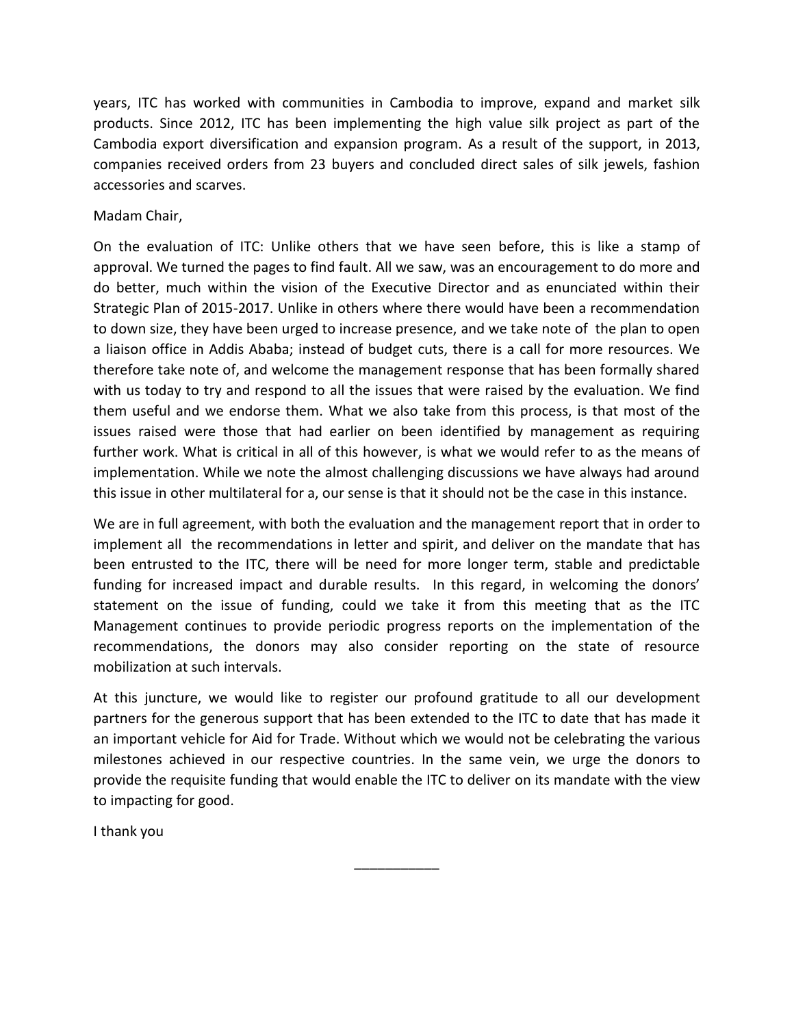years, ITC has worked with communities in Cambodia to improve, expand and market silk products. Since 2012, ITC has been implementing the high value silk project as part of the Cambodia export diversification and expansion program. As a result of the support, in 2013, companies received orders from 23 buyers and concluded direct sales of silk jewels, fashion accessories and scarves.

Madam Chair,

On the evaluation of ITC: Unlike others that we have seen before, this is like a stamp of approval. We turned the pages to find fault. All we saw, was an encouragement to do more and do better, much within the vision of the Executive Director and as enunciated within their Strategic Plan of 2015-2017. Unlike in others where there would have been a recommendation to down size, they have been urged to increase presence, and we take note of the plan to open a liaison office in Addis Ababa; instead of budget cuts, there is a call for more resources. We therefore take note of, and welcome the management response that has been formally shared with us today to try and respond to all the issues that were raised by the evaluation. We find them useful and we endorse them. What we also take from this process, is that most of the issues raised were those that had earlier on been identified by management as requiring further work. What is critical in all of this however, is what we would refer to as the means of implementation. While we note the almost challenging discussions we have always had around this issue in other multilateral for a, our sense is that it should not be the case in this instance.

We are in full agreement, with both the evaluation and the management report that in order to implement all the recommendations in letter and spirit, and deliver on the mandate that has been entrusted to the ITC, there will be need for more longer term, stable and predictable funding for increased impact and durable results. In this regard, in welcoming the donors' statement on the issue of funding, could we take it from this meeting that as the ITC Management continues to provide periodic progress reports on the implementation of the recommendations, the donors may also consider reporting on the state of resource mobilization at such intervals.

At this juncture, we would like to register our profound gratitude to all our development partners for the generous support that has been extended to the ITC to date that has made it an important vehicle for Aid for Trade. Without which we would not be celebrating the various milestones achieved in our respective countries. In the same vein, we urge the donors to provide the requisite funding that would enable the ITC to deliver on its mandate with the view to impacting for good.

I thank you

___________